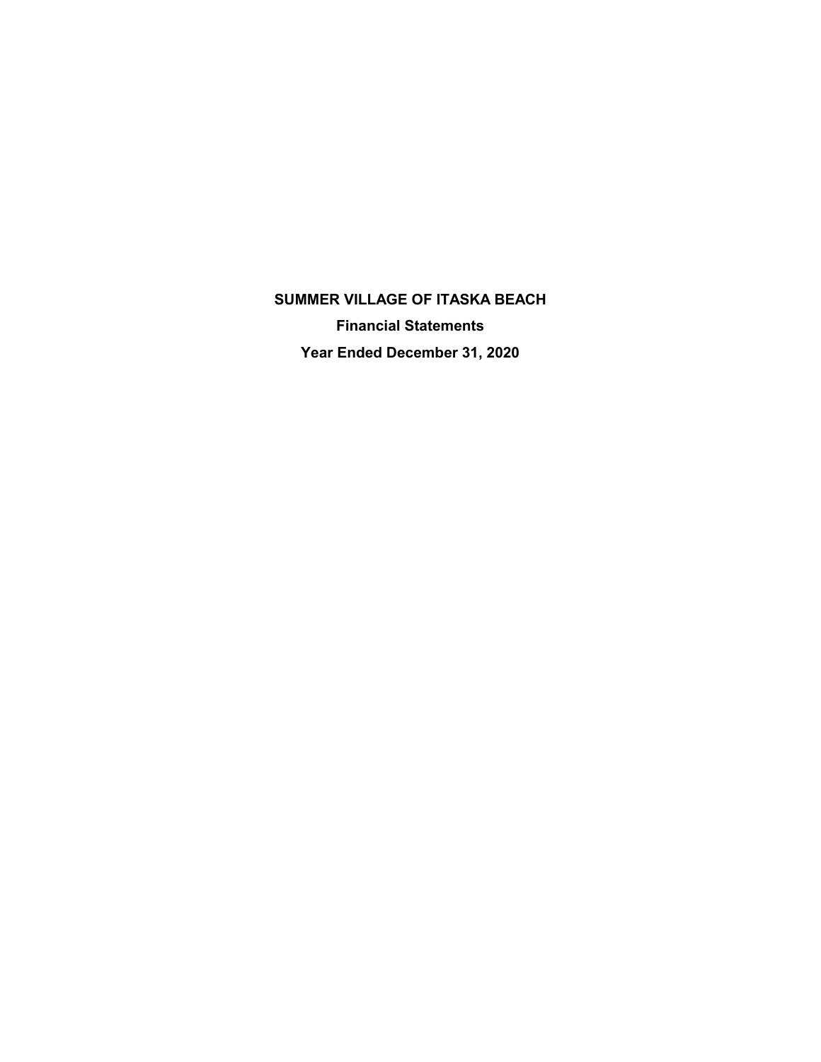**SUMMER VILLAGE OF ITASKA BEACH**

**Financial Statements**

**Year Ended December 31, 2020**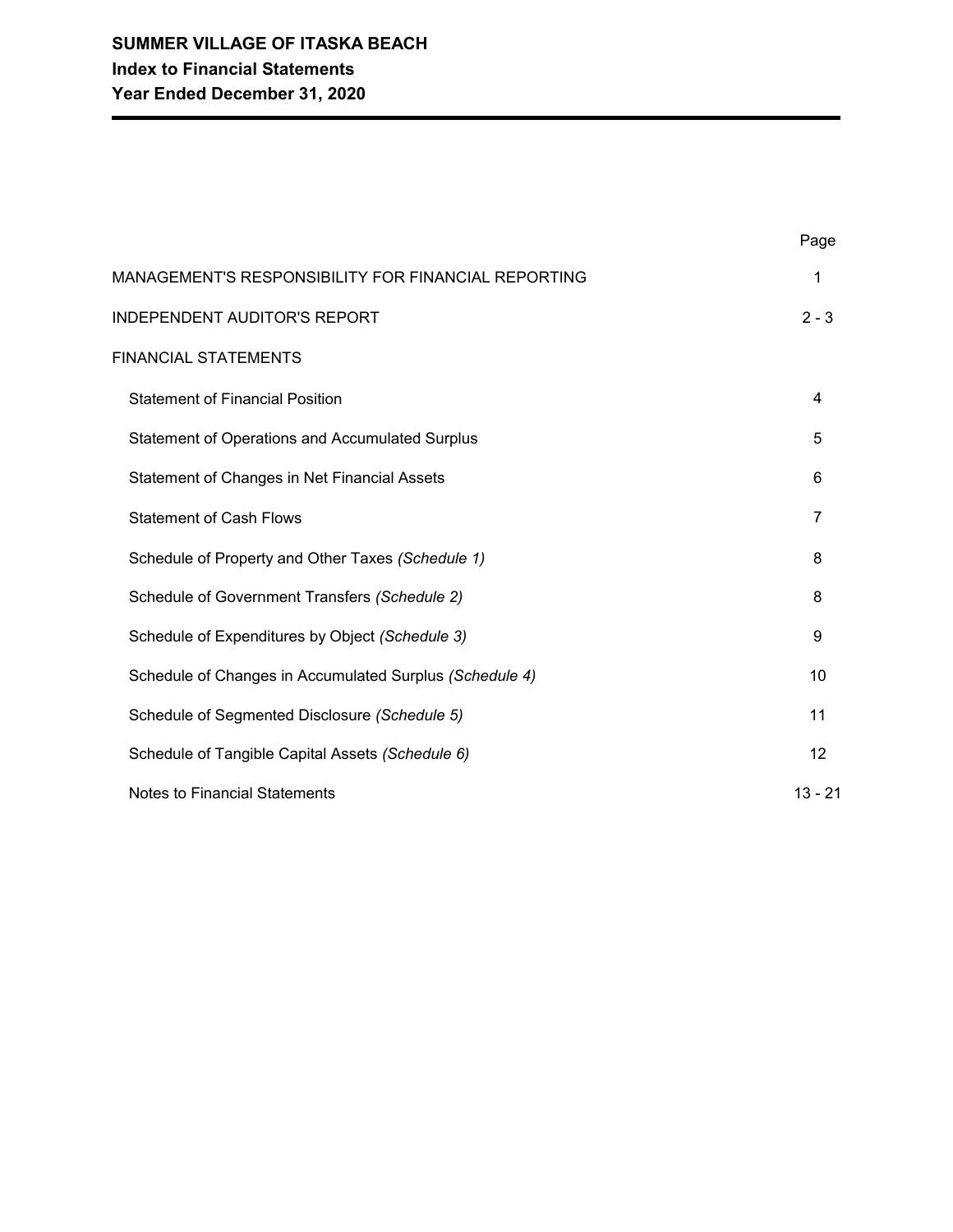# SUMMER VILLAGE OF ITASKA BEACH

## Index to Financial Statements

## Year Ended December 31, 2020

| | Page |
|---|---|
| MANAGEMENT'S RESPONSIBILITY FOR FINANCIAL REPORTING | 1 |
| INDEPENDENT AUDITOR'S REPORT | 2 - 3 |
| FINANCIAL STATEMENTS | |
| Statement of Financial Position | 4 |
| Statement of Operations and Accumulated Surplus | 5 |
| Statement of Changes in Net Financial Assets | 6 |
| Statement of Cash Flows | 7 |
| Schedule of Property and Other Taxes *(Schedule 1)* | 8 |
| Schedule of Government Transfers *(Schedule 2)* | 8 |
| Schedule of Expenditures by Object *(Schedule 3)* | 9 |
| Schedule of Changes in Accumulated Surplus *(Schedule 4)* | 10 |
| Schedule of Segmented Disclosure *(Schedule 5)* | 11 |
| Schedule of Tangible Capital Assets *(Schedule 6)* | 12 |
| Notes to Financial Statements | 13 - 21 |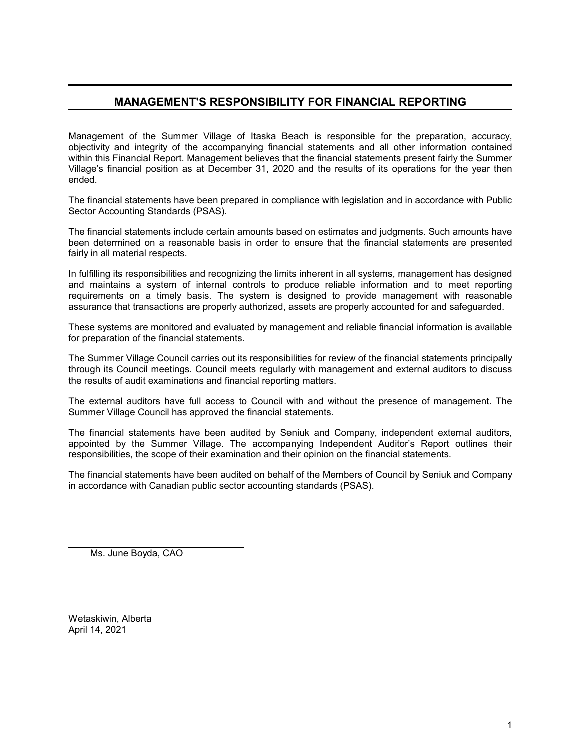## MANAGEMENT'S RESPONSIBILITY FOR FINANCIAL REPORTING

Management of the Summer Village of Itaska Beach is responsible for the preparation, accuracy, objectivity and integrity of the accompanying financial statements and all other information contained within this Financial Report. Management believes that the financial statements present fairly the Summer Village's financial position as at December 31, 2020 and the results of its operations for the year then ended.

The financial statements have been prepared in compliance with legislation and in accordance with Public Sector Accounting Standards (PSAS).

The financial statements include certain amounts based on estimates and judgments. Such amounts have been determined on a reasonable basis in order to ensure that the financial statements are presented fairly in all material respects.

In fulfilling its responsibilities and recognizing the limits inherent in all systems, management has designed and maintains a system of internal controls to produce reliable information and to meet reporting requirements on a timely basis. The system is designed to provide management with reasonable assurance that transactions are properly authorized, assets are properly accounted for and safeguarded.

These systems are monitored and evaluated by management and reliable financial information is available for preparation of the financial statements.

The Summer Village Council carries out its responsibilities for review of the financial statements principally through its Council meetings. Council meets regularly with management and external auditors to discuss the results of audit examinations and financial reporting matters.

The external auditors have full access to Council with and without the presence of management. The Summer Village Council has approved the financial statements.

The financial statements have been audited by Seniuk and Company, independent external auditors, appointed by the Summer Village. The accompanying Independent Auditor's Report outlines their responsibilities, the scope of their examination and their opinion on the financial statements.

The financial statements have been audited on behalf of the Members of Council by Seniuk and Company in accordance with Canadian public sector accounting standards (PSAS).

Ms. June Boyda, CAO

Wetaskiwin, Alberta
April 14, 2021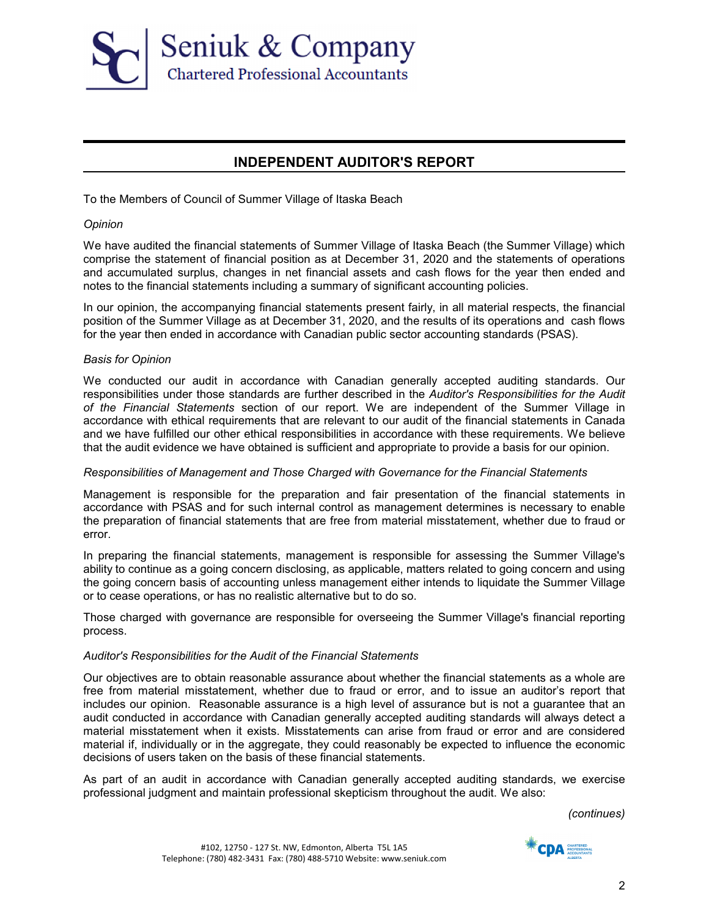# INDEPENDENT AUDITOR'S REPORT

To the Members of Council of Summer Village of Itaska Beach

*Opinion*

We have audited the financial statements of Summer Village of Itaska Beach (the Summer Village) which comprise the statement of financial position as at December 31, 2020 and the statements of operations and accumulated surplus, changes in net financial assets and cash flows for the year then ended and notes to the financial statements including a summary of significant accounting policies.

In our opinion, the accompanying financial statements present fairly, in all material respects, the financial position of the Summer Village as at December 31, 2020, and the results of its operations and cash flows for the year then ended in accordance with Canadian public sector accounting standards (PSAS).

*Basis for Opinion*

We conducted our audit in accordance with Canadian generally accepted auditing standards. Our responsibilities under those standards are further described in the *Auditor's Responsibilities for the Audit of the Financial Statements* section of our report. We are independent of the Summer Village in accordance with ethical requirements that are relevant to our audit of the financial statements in Canada and we have fulfilled our other ethical responsibilities in accordance with these requirements. We believe that the audit evidence we have obtained is sufficient and appropriate to provide a basis for our opinion.

*Responsibilities of Management and Those Charged with Governance for the Financial Statements*

Management is responsible for the preparation and fair presentation of the financial statements in accordance with PSAS and for such internal control as management determines is necessary to enable the preparation of financial statements that are free from material misstatement, whether due to fraud or error.

In preparing the financial statements, management is responsible for assessing the Summer Village's ability to continue as a going concern disclosing, as applicable, matters related to going concern and using the going concern basis of accounting unless management either intends to liquidate the Summer Village or to cease operations, or has no realistic alternative but to do so.

Those charged with governance are responsible for overseeing the Summer Village's financial reporting process.

*Auditor's Responsibilities for the Audit of the Financial Statements*

Our objectives are to obtain reasonable assurance about whether the financial statements as a whole are free from material misstatement, whether due to fraud or error, and to issue an auditor's report that includes our opinion. Reasonable assurance is a high level of assurance but is not a guarantee that an audit conducted in accordance with Canadian generally accepted auditing standards will always detect a material misstatement when it exists. Misstatements can arise from fraud or error and are considered material if, individually or in the aggregate, they could reasonably be expected to influence the economic decisions of users taken on the basis of these financial statements.

As part of an audit in accordance with Canadian generally accepted auditing standards, we exercise professional judgment and maintain professional skepticism throughout the audit. We also:

*(continues)*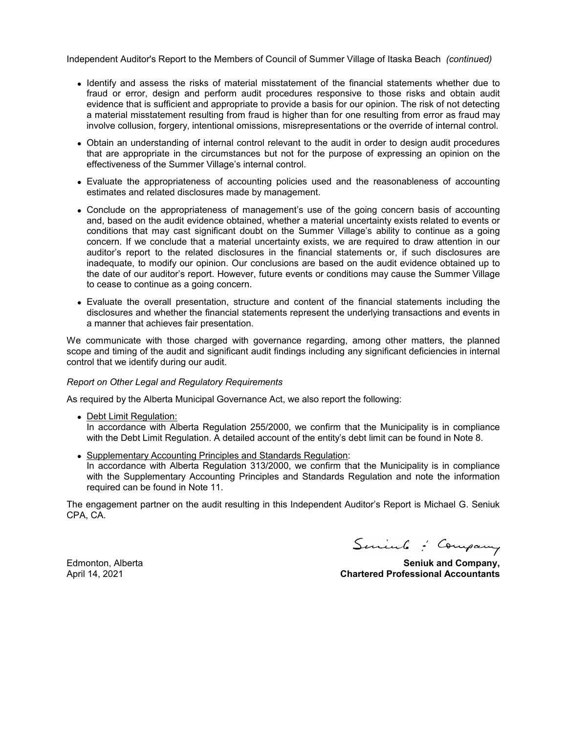Independent Auditor's Report to the Members of Council of Summer Village of Itaska Beach *(continued)*

- Identify and assess the risks of material misstatement of the financial statements whether due to fraud or error, design and perform audit procedures responsive to those risks and obtain audit evidence that is sufficient and appropriate to provide a basis for our opinion. The risk of not detecting a material misstatement resulting from fraud is higher than for one resulting from error as fraud may involve collusion, forgery, intentional omissions, misrepresentations or the override of internal control.
- Obtain an understanding of internal control relevant to the audit in order to design audit procedures that are appropriate in the circumstances but not for the purpose of expressing an opinion on the effectiveness of the Summer Village's internal control.
- Evaluate the appropriateness of accounting policies used and the reasonableness of accounting estimates and related disclosures made by management.
- Conclude on the appropriateness of management's use of the going concern basis of accounting and, based on the audit evidence obtained, whether a material uncertainty exists related to events or conditions that may cast significant doubt on the Summer Village's ability to continue as a going concern. If we conclude that a material uncertainty exists, we are required to draw attention in our auditor's report to the related disclosures in the financial statements or, if such disclosures are inadequate, to modify our opinion. Our conclusions are based on the audit evidence obtained up to the date of our auditor's report. However, future events or conditions may cause the Summer Village to cease to continue as a going concern.
- Evaluate the overall presentation, structure and content of the financial statements including the disclosures and whether the financial statements represent the underlying transactions and events in a manner that achieves fair presentation.

We communicate with those charged with governance regarding, among other matters, the planned scope and timing of the audit and significant audit findings including any significant deficiencies in internal control that we identify during our audit.

*Report on Other Legal and Regulatory Requirements*

As required by the Alberta Municipal Governance Act, we also report the following:

- Debt Limit Regulation:
  In accordance with Alberta Regulation 255/2000, we confirm that the Municipality is in compliance with the Debt Limit Regulation. A detailed account of the entity's debt limit can be found in Note 8.
- Supplementary Accounting Principles and Standards Regulation:
  In accordance with Alberta Regulation 313/2000, we confirm that the Municipality is in compliance with the Supplementary Accounting Principles and Standards Regulation and note the information required can be found in Note 11.

The engagement partner on the audit resulting in this Independent Auditor's Report is Michael G. Seniuk CPA, CA.

Seniuk & Company

Edmonton, Alberta
April 14, 2021

**Seniuk and Company,**
**Chartered Professional Accountants**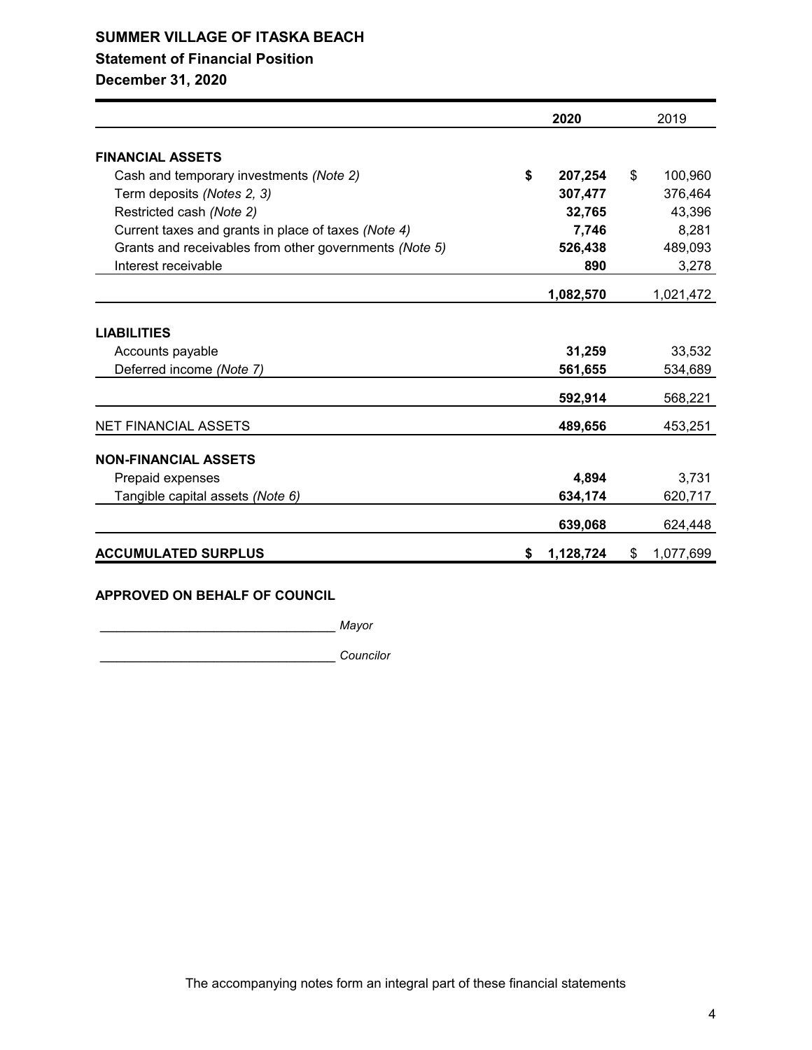**SUMMER VILLAGE OF ITASKA BEACH**

**Statement of Financial Position**

**December 31, 2020**

| | 2020 | 2019 |
|---|---|---|
| **FINANCIAL ASSETS** | | |
| Cash and temporary investments *(Note 2)* | **$ 207,254** | $ 100,960 |
| Term deposits *(Notes 2, 3)* | **307,477** | 376,464 |
| Restricted cash *(Note 2)* | **32,765** | 43,396 |
| Current taxes and grants in place of taxes *(Note 4)* | **7,746** | 8,281 |
| Grants and receivables from other governments *(Note 5)* | **526,438** | 489,093 |
| Interest receivable | **890** | 3,278 |
| | **1,082,570** | 1,021,472 |
| **LIABILITIES** | | |
| Accounts payable | **31,259** | 33,532 |
| Deferred income *(Note 7)* | **561,655** | 534,689 |
| | **592,914** | 568,221 |
| NET FINANCIAL ASSETS | **489,656** | 453,251 |
| **NON-FINANCIAL ASSETS** | | |
| Prepaid expenses | **4,894** | 3,731 |
| Tangible capital assets *(Note 6)* | **634,174** | 620,717 |
| | **639,068** | 624,448 |
| **ACCUMULATED SURPLUS** | **$ 1,128,724** | $ 1,077,699 |

**APPROVED ON BEHALF OF COUNCIL**

_________________________________ *Mayor*

_________________________________ *Councilor*

The accompanying notes form an integral part of these financial statements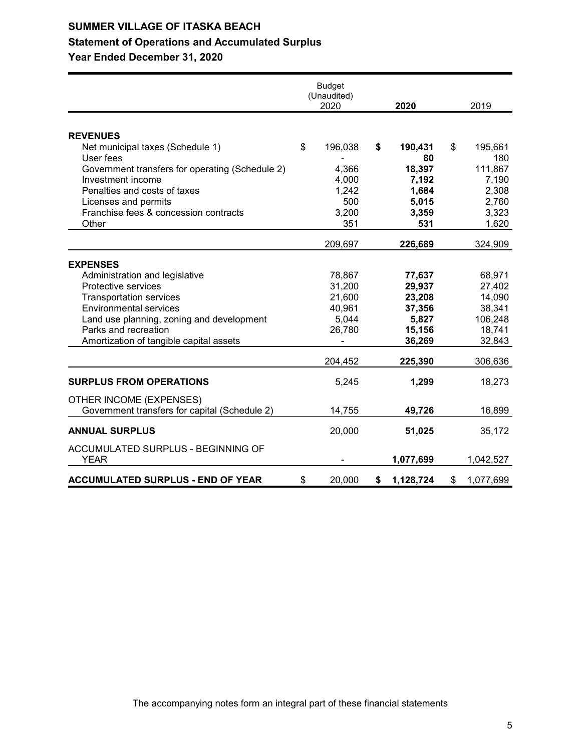# SUMMER VILLAGE OF ITASKA BEACH

## Statement of Operations and Accumulated Surplus

### Year Ended December 31, 2020

| | Budget (Unaudited) 2020 | **2020** | 2019 |
|---|---|---|---|
| **REVENUES** | | | |
| Net municipal taxes (Schedule 1) | $ 196,038 | **$ 190,431** | $ 195,661 |
| User fees | - | **80** | 180 |
| Government transfers for operating (Schedule 2) | 4,366 | **18,397** | 111,867 |
| Investment income | 4,000 | **7,192** | 7,190 |
| Penalties and costs of taxes | 1,242 | **1,684** | 2,308 |
| Licenses and permits | 500 | **5,015** | 2,760 |
| Franchise fees & concession contracts | 3,200 | **3,359** | 3,323 |
| Other | 351 | **531** | 1,620 |
| | 209,697 | **226,689** | 324,909 |
| **EXPENSES** | | | |
| Administration and legislative | 78,867 | **77,637** | 68,971 |
| Protective services | 31,200 | **29,937** | 27,402 |
| Transportation services | 21,600 | **23,208** | 14,090 |
| Environmental services | 40,961 | **37,356** | 38,341 |
| Land use planning, zoning and development | 5,044 | **5,827** | 106,248 |
| Parks and recreation | 26,780 | **15,156** | 18,741 |
| Amortization of tangible capital assets | - | **36,269** | 32,843 |
| | 204,452 | **225,390** | 306,636 |
| **SURPLUS FROM OPERATIONS** | 5,245 | **1,299** | 18,273 |
| OTHER INCOME (EXPENSES) | | | |
| Government transfers for capital (Schedule 2) | 14,755 | **49,726** | 16,899 |
| **ANNUAL SURPLUS** | 20,000 | **51,025** | 35,172 |
| ACCUMULATED SURPLUS - BEGINNING OF YEAR | - | **1,077,699** | 1,042,527 |
| **ACCUMULATED SURPLUS - END OF YEAR** | $ 20,000 | **$ 1,128,724** | $ 1,077,699 |

The accompanying notes form an integral part of these financial statements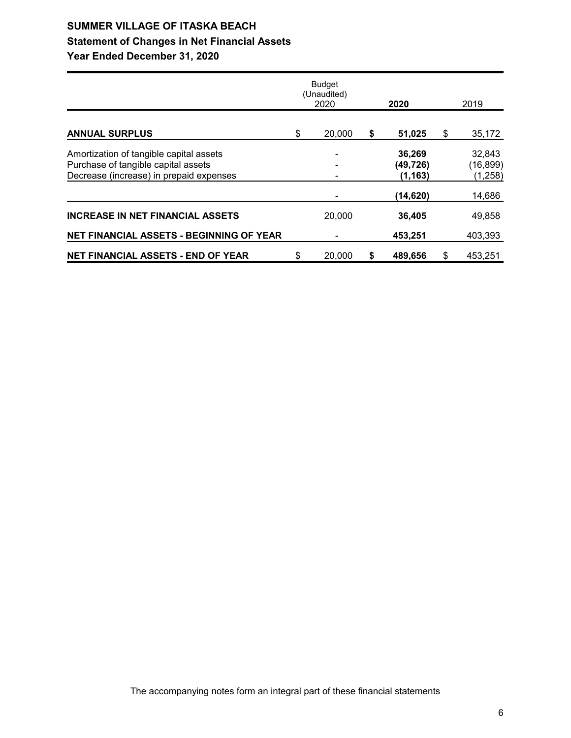# SUMMER VILLAGE OF ITASKA BEACH

## Statement of Changes in Net Financial Assets

### Year Ended December 31, 2020

| | Budget (Unaudited) 2020 | 2020 | 2019 |
|---|---|---|---|
| **ANNUAL SURPLUS** | $ 20,000 | **$ 51,025** | $ 35,172 |
| Amortization of tangible capital assets | - | **36,269** | 32,843 |
| Purchase of tangible capital assets | - | **(49,726)** | (16,899) |
| Decrease (increase) in prepaid expenses | - | **(1,163)** | (1,258) |
| | - | **(14,620)** | 14,686 |
| **INCREASE IN NET FINANCIAL ASSETS** | 20,000 | **36,405** | 49,858 |
| **NET FINANCIAL ASSETS - BEGINNING OF YEAR** | - | **453,251** | 403,393 |
| **NET FINANCIAL ASSETS - END OF YEAR** | $ 20,000 | **$ 489,656** | $ 453,251 |

The accompanying notes form an integral part of these financial statements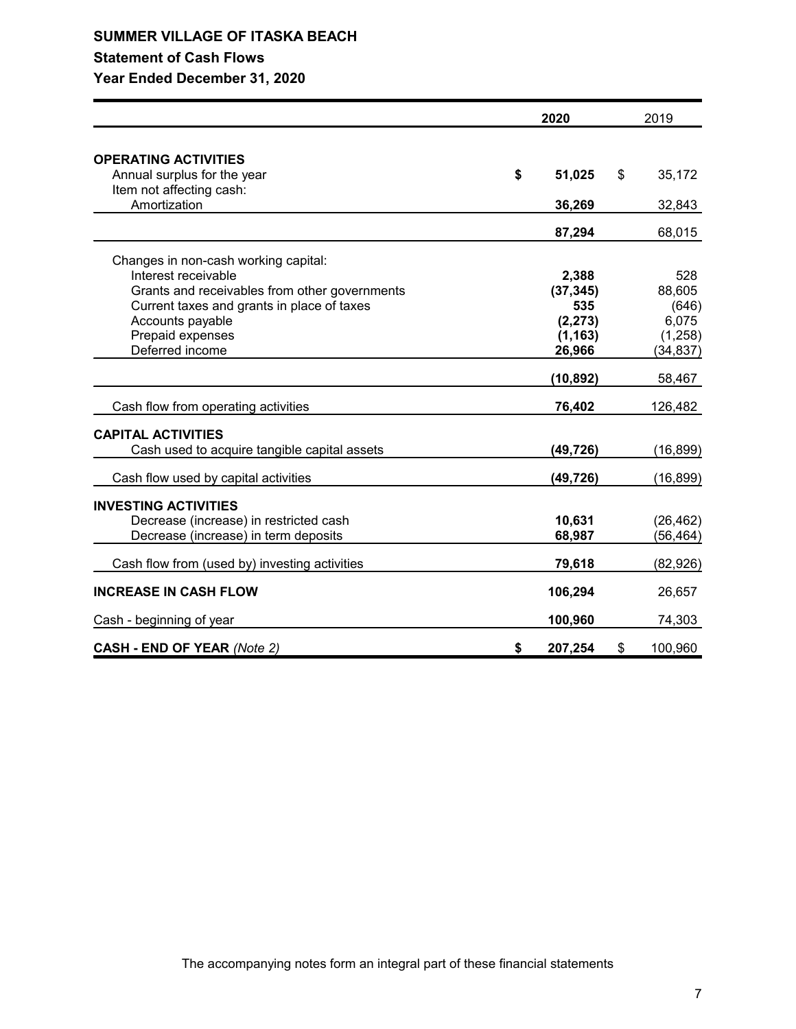# SUMMER VILLAGE OF ITASKA BEACH

## Statement of Cash Flows

### Year Ended December 31, 2020

| | 2020 | 2019 |
|---|---|---|
| **OPERATING ACTIVITIES** | | |
| Annual surplus for the year | $ **51,025** | $ 35,172 |
| Item not affecting cash: | | |
| Amortization | **36,269** | 32,843 |
| | **87,294** | 68,015 |
| Changes in non-cash working capital: | | |
| Interest receivable | **2,388** | 528 |
| Grants and receivables from other governments | **(37,345)** | 88,605 |
| Current taxes and grants in place of taxes | **535** | (646) |
| Accounts payable | **(2,273)** | 6,075 |
| Prepaid expenses | **(1,163)** | (1,258) |
| Deferred income | **26,966** | (34,837) |
| | **(10,892)** | 58,467 |
| Cash flow from operating activities | **76,402** | 126,482 |
| **CAPITAL ACTIVITIES** | | |
| Cash used to acquire tangible capital assets | **(49,726)** | (16,899) |
| Cash flow used by capital activities | **(49,726)** | (16,899) |
| **INVESTING ACTIVITIES** | | |
| Decrease (increase) in restricted cash | **10,631** | (26,462) |
| Decrease (increase) in term deposits | **68,987** | (56,464) |
| Cash flow from (used by) investing activities | **79,618** | (82,926) |
| **INCREASE IN CASH FLOW** | **106,294** | 26,657 |
| Cash - beginning of year | **100,960** | 74,303 |
| **CASH - END OF YEAR** *(Note 2)* | $ **207,254** | $ 100,960 |

The accompanying notes form an integral part of these financial statements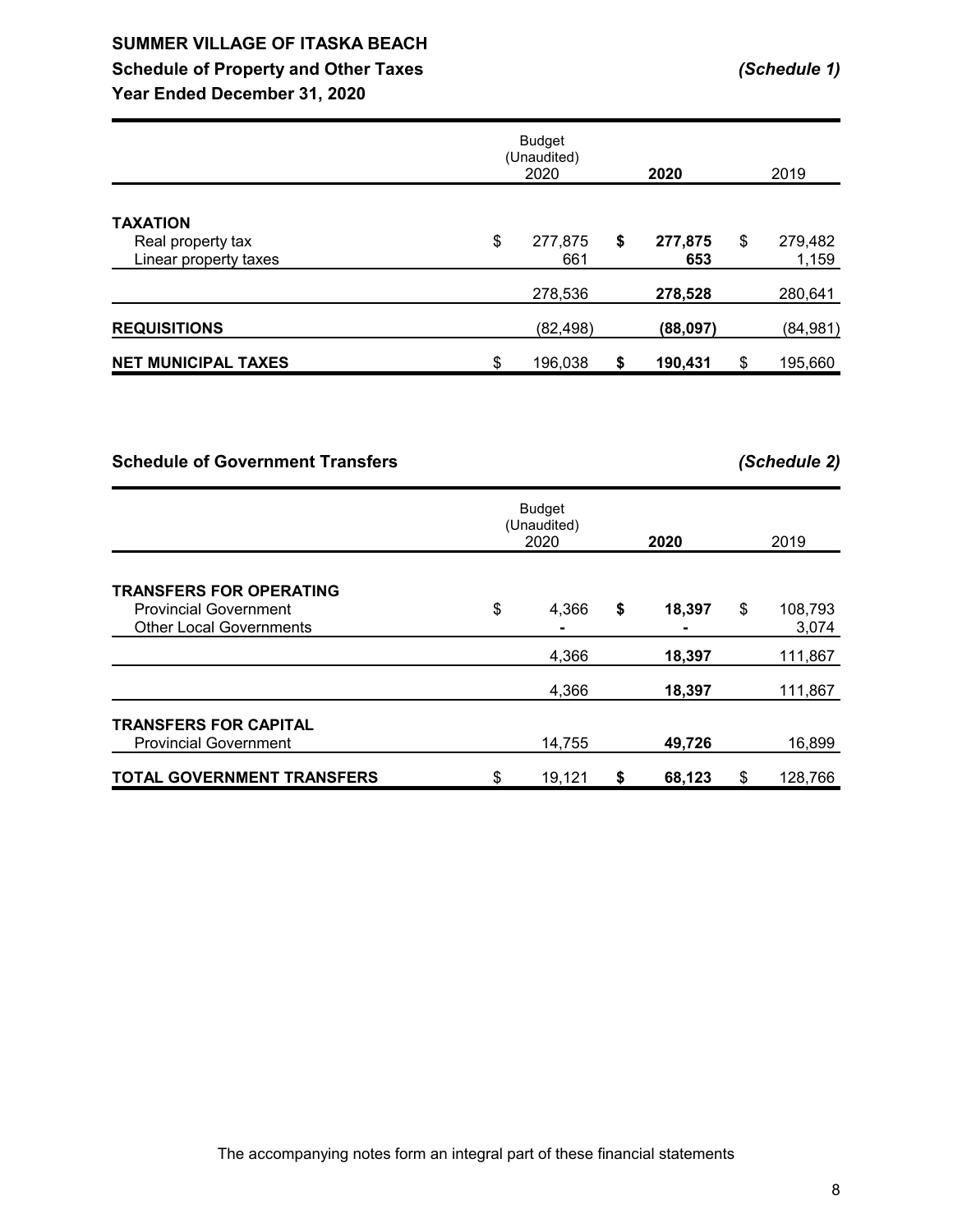# SUMMER VILLAGE OF ITASKA BEACH

## Schedule of Property and Other Taxes *(Schedule 1)*

### Year Ended December 31, 2020

| | Budget (Unaudited) 2020 | **2020** | 2019 |
|---|---|---|---|
| **TAXATION** | | | |
| Real property tax | $ 277,875 | **$ 277,875** | $ 279,482 |
| Linear property taxes | 661 | **653** | 1,159 |
| | 278,536 | **278,528** | 280,641 |
| **REQUISITIONS** | (82,498) | **(88,097)** | (84,981) |
| **NET MUNICIPAL TAXES** | $ 196,038 | **$ 190,431** | $ 195,660 |

## Schedule of Government Transfers *(Schedule 2)*

| | Budget (Unaudited) 2020 | **2020** | 2019 |
|---|---|---|---|
| **TRANSFERS FOR OPERATING** | | | |
| Provincial Government | $ 4,366 | **$ 18,397** | $ 108,793 |
| Other Local Governments | - | **-** | 3,074 |
| | 4,366 | **18,397** | 111,867 |
| | 4,366 | **18,397** | 111,867 |
| **TRANSFERS FOR CAPITAL** | | | |
| Provincial Government | 14,755 | **49,726** | 16,899 |
| **TOTAL GOVERNMENT TRANSFERS** | $ 19,121 | **$ 68,123** | $ 128,766 |

The accompanying notes form an integral part of these financial statements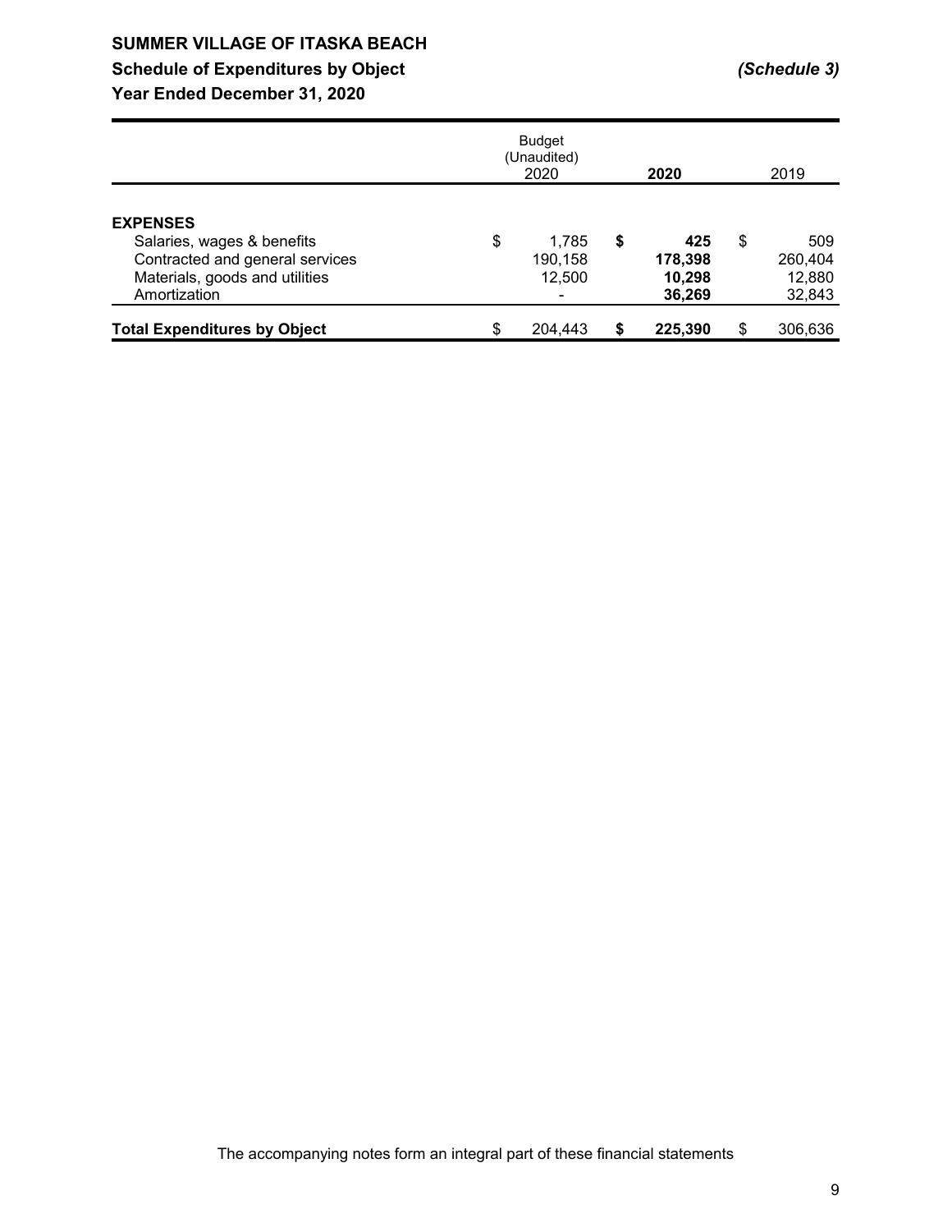# SUMMER VILLAGE OF ITASKA BEACH

## Schedule of Expenditures by Object *(Schedule 3)*

### Year Ended December 31, 2020

| | Budget (Unaudited) 2020 | **2020** | 2019 |
|---|---|---|---|
| **EXPENSES** | | | |
| Salaries, wages & benefits | $ 1,785 | **$ 425** | $ 509 |
| Contracted and general services | 190,158 | **178,398** | 260,404 |
| Materials, goods and utilities | 12,500 | **10,298** | 12,880 |
| Amortization | - | **36,269** | 32,843 |
| **Total Expenditures by Object** | $ 204,443 | **$ 225,390** | $ 306,636 |

The accompanying notes form an integral part of these financial statements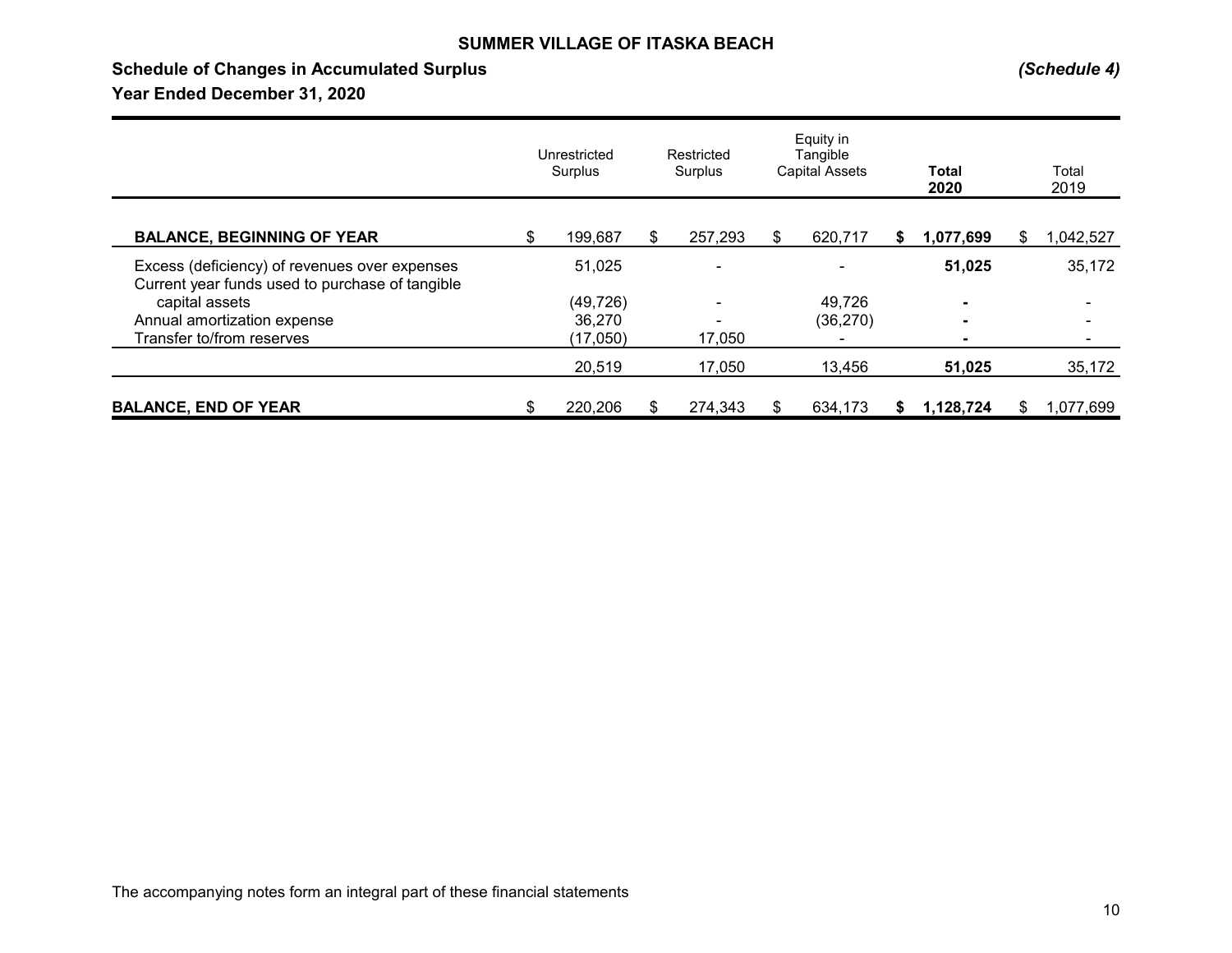**SUMMER VILLAGE OF ITASKA BEACH**

## Schedule of Changes in Accumulated Surplus *(Schedule 4)*

**Year Ended December 31, 2020**

| | Unrestricted Surplus | Restricted Surplus | Equity in Tangible Capital Assets | **Total 2020** | Total 2019 |
|---|---|---|---|---|---|
| **BALANCE, BEGINNING OF YEAR** | $ 199,687 | $ 257,293 | $ 620,717 | **$ 1,077,699** | $ 1,042,527 |
| Excess (deficiency) of revenues over expenses | 51,025 | - | - | **51,025** | 35,172 |
| Current year funds used to purchase of tangible capital assets | (49,726) | - | 49,726 | **-** | - |
| Annual amortization expense | 36,270 | - | (36,270) | **-** | - |
| Transfer to/from reserves | (17,050) | 17,050 | - | **-** | - |
| | 20,519 | 17,050 | 13,456 | **51,025** | 35,172 |
| **BALANCE, END OF YEAR** | $ 220,206 | $ 274,343 | $ 634,173 | **$ 1,128,724** | $ 1,077,699 |

The accompanying notes form an integral part of these financial statements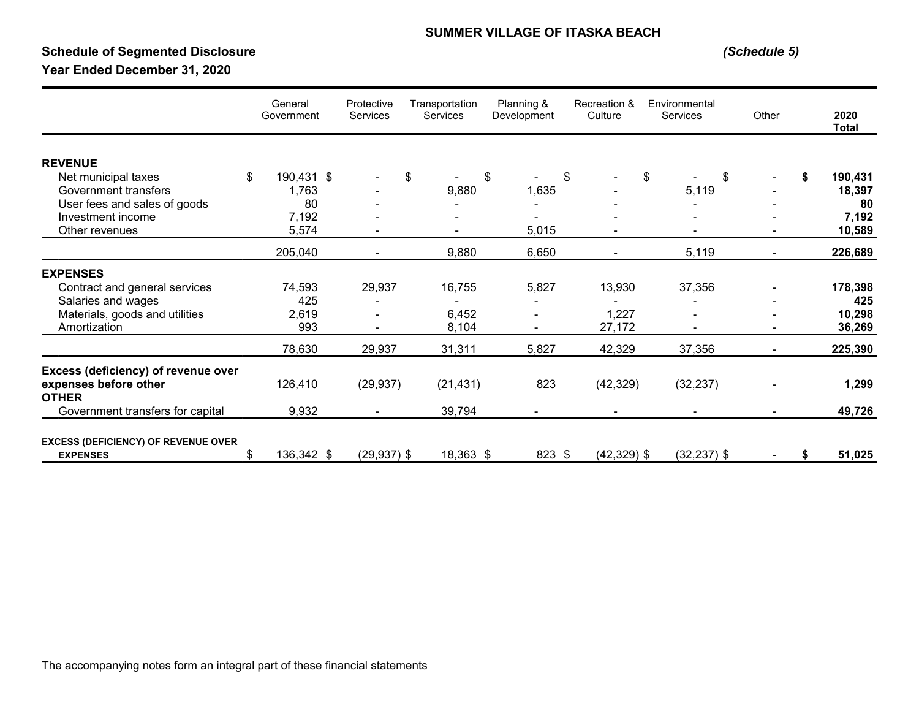**SUMMER VILLAGE OF ITASKA BEACH**

**Schedule of Segmented Disclosure** *(Schedule 5)*

**Year Ended December 31, 2020**

| | General Government | Protective Services | Transportation Services | Planning & Development | Recreation & Culture | Environmental Services | Other | 2020 Total |
|---|---|---|---|---|---|---|---|---|
| **REVENUE** | | | | | | | | |
| Net municipal taxes | $ 190,431 | $ - | $ - | $ - | $ - | $ - | $ - | **$ 190,431** |
| Government transfers | 1,763 | - | 9,880 | 1,635 | - | 5,119 | - | **18,397** |
| User fees and sales of goods | 80 | - | - | - | - | - | - | **80** |
| Investment income | 7,192 | - | - | - | - | - | - | **7,192** |
| Other revenues | 5,574 | - | - | 5,015 | - | - | - | **10,589** |
| | 205,040 | - | 9,880 | 6,650 | - | 5,119 | - | **226,689** |
| **EXPENSES** | | | | | | | | |
| Contract and general services | 74,593 | 29,937 | 16,755 | 5,827 | 13,930 | 37,356 | - | **178,398** |
| Salaries and wages | 425 | - | - | - | - | - | - | **425** |
| Materials, goods and utilities | 2,619 | - | 6,452 | - | 1,227 | - | - | **10,298** |
| Amortization | 993 | - | 8,104 | - | 27,172 | - | - | **36,269** |
| | 78,630 | 29,937 | 31,311 | 5,827 | 42,329 | 37,356 | - | **225,390** |
| **Excess (deficiency) of revenue over expenses before other** | 126,410 | (29,937) | (21,431) | 823 | (42,329) | (32,237) | - | **1,299** |
| **OTHER** | | | | | | | | |
| Government transfers for capital | 9,932 | - | 39,794 | - | - | - | - | **49,726** |
| **EXCESS (DEFICIENCY) OF REVENUE OVER EXPENSES** | $ 136,342 | $ (29,937) | $ 18,363 | $ 823 | $ (42,329) | $ (32,237) | $ - | **$ 51,025** |

The accompanying notes form an integral part of these financial statements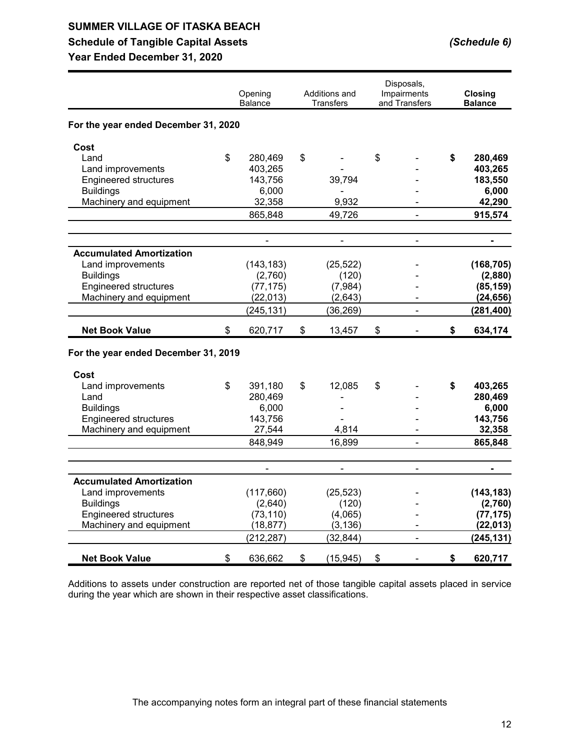# SUMMER VILLAGE OF ITASKA BEACH

## Schedule of Tangible Capital Assets *(Schedule 6)*

## Year Ended December 31, 2020

| | Opening Balance | Additions and Transfers | Disposals, Impairments and Transfers | **Closing Balance** |
|---|---|---|---|---|
| **For the year ended December 31, 2020** | | | | |
| **Cost** | | | | |
| Land | $ 280,469 | $ - | $ - | **$ 280,469** |
| Land improvements | 403,265 | - | - | **403,265** |
| Engineered structures | 143,756 | 39,794 | - | **183,550** |
| Buildings | 6,000 | - | - | **6,000** |
| Machinery and equipment | 32,358 | 9,932 | - | **42,290** |
| | 865,848 | 49,726 | - | **915,574** |
| | - | - | - | **-** |
| **Accumulated Amortization** | | | | |
| Land improvements | (143,183) | (25,522) | - | **(168,705)** |
| Buildings | (2,760) | (120) | - | **(2,880)** |
| Engineered structures | (77,175) | (7,984) | - | **(85,159)** |
| Machinery and equipment | (22,013) | (2,643) | - | **(24,656)** |
| | (245,131) | (36,269) | - | **(281,400)** |
| **Net Book Value** | $ 620,717 | $ 13,457 | $ - | **$ 634,174** |
| **For the year ended December 31, 2019** | | | | |
| **Cost** | | | | |
| Land improvements | $ 391,180 | $ 12,085 | $ - | **$ 403,265** |
| Land | 280,469 | - | - | **280,469** |
| Buildings | 6,000 | - | - | **6,000** |
| Engineered structures | 143,756 | - | - | **143,756** |
| Machinery and equipment | 27,544 | 4,814 | - | **32,358** |
| | 848,949 | 16,899 | - | **865,848** |
| | - | - | - | **-** |
| **Accumulated Amortization** | | | | |
| Land improvements | (117,660) | (25,523) | - | **(143,183)** |
| Buildings | (2,640) | (120) | - | **(2,760)** |
| Engineered structures | (73,110) | (4,065) | - | **(77,175)** |
| Machinery and equipment | (18,877) | (3,136) | - | **(22,013)** |
| | (212,287) | (32,844) | - | **(245,131)** |
| **Net Book Value** | $ 636,662 | $ (15,945) | $ - | **$ 620,717** |

Additions to assets under construction are reported net of those tangible capital assets placed in service during the year which are shown in their respective asset classifications.

The accompanying notes form an integral part of these financial statements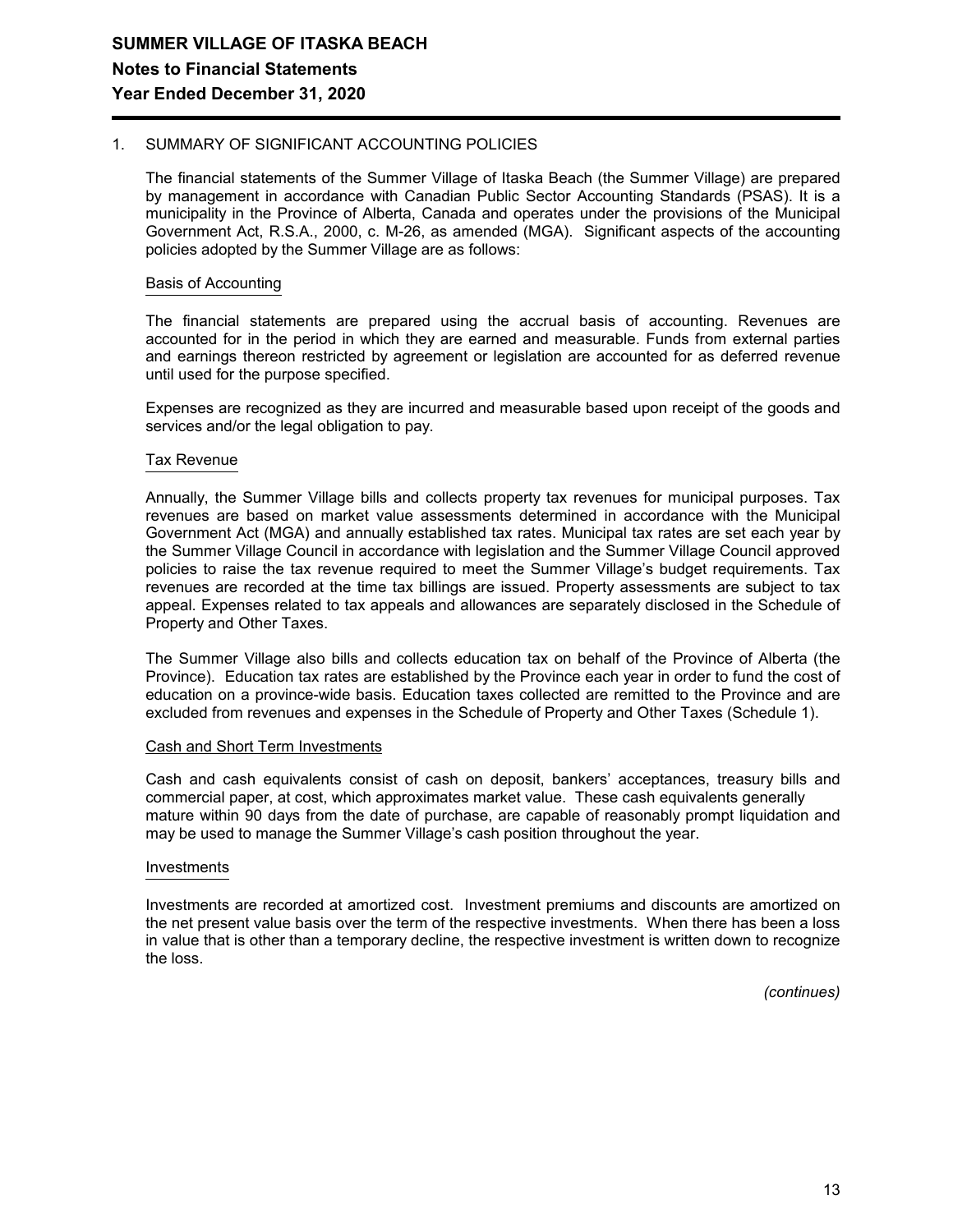# SUMMER VILLAGE OF ITASKA BEACH

## Notes to Financial Statements

## Year Ended December 31, 2020

1. SUMMARY OF SIGNIFICANT ACCOUNTING POLICIES

The financial statements of the Summer Village of Itaska Beach (the Summer Village) are prepared by management in accordance with Canadian Public Sector Accounting Standards (PSAS). It is a municipality in the Province of Alberta, Canada and operates under the provisions of the Municipal Government Act, R.S.A., 2000, c. M-26, as amended (MGA). Significant aspects of the accounting policies adopted by the Summer Village are as follows:

### Basis of Accounting

The financial statements are prepared using the accrual basis of accounting. Revenues are accounted for in the period in which they are earned and measurable. Funds from external parties and earnings thereon restricted by agreement or legislation are accounted for as deferred revenue until used for the purpose specified.

Expenses are recognized as they are incurred and measurable based upon receipt of the goods and services and/or the legal obligation to pay.

### Tax Revenue

Annually, the Summer Village bills and collects property tax revenues for municipal purposes. Tax revenues are based on market value assessments determined in accordance with the Municipal Government Act (MGA) and annually established tax rates. Municipal tax rates are set each year by the Summer Village Council in accordance with legislation and the Summer Village Council approved policies to raise the tax revenue required to meet the Summer Village's budget requirements. Tax revenues are recorded at the time tax billings are issued. Property assessments are subject to tax appeal. Expenses related to tax appeals and allowances are separately disclosed in the Schedule of Property and Other Taxes.

The Summer Village also bills and collects education tax on behalf of the Province of Alberta (the Province). Education tax rates are established by the Province each year in order to fund the cost of education on a province-wide basis. Education taxes collected are remitted to the Province and are excluded from revenues and expenses in the Schedule of Property and Other Taxes (Schedule 1).

### Cash and Short Term Investments

Cash and cash equivalents consist of cash on deposit, bankers' acceptances, treasury bills and commercial paper, at cost, which approximates market value. These cash equivalents generally mature within 90 days from the date of purchase, are capable of reasonably prompt liquidation and may be used to manage the Summer Village's cash position throughout the year.

### Investments

Investments are recorded at amortized cost. Investment premiums and discounts are amortized on the net present value basis over the term of the respective investments. When there has been a loss in value that is other than a temporary decline, the respective investment is written down to recognize the loss.

*(continues)*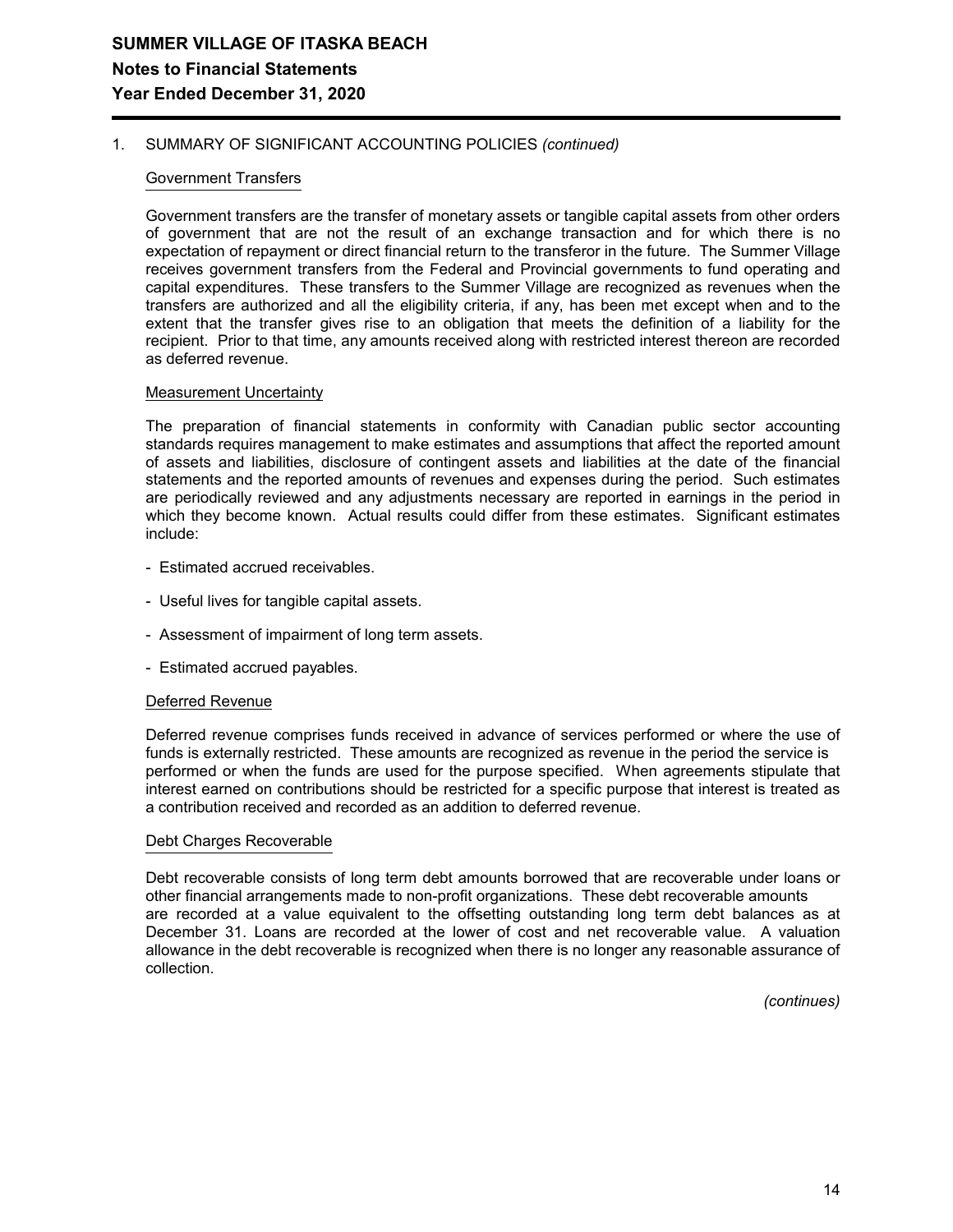## 1. SUMMARY OF SIGNIFICANT ACCOUNTING POLICIES *(continued)*

### Government Transfers

Government transfers are the transfer of monetary assets or tangible capital assets from other orders of government that are not the result of an exchange transaction and for which there is no expectation of repayment or direct financial return to the transferor in the future. The Summer Village receives government transfers from the Federal and Provincial governments to fund operating and capital expenditures. These transfers to the Summer Village are recognized as revenues when the transfers are authorized and all the eligibility criteria, if any, has been met except when and to the extent that the transfer gives rise to an obligation that meets the definition of a liability for the recipient. Prior to that time, any amounts received along with restricted interest thereon are recorded as deferred revenue.

### Measurement Uncertainty

The preparation of financial statements in conformity with Canadian public sector accounting standards requires management to make estimates and assumptions that affect the reported amount of assets and liabilities, disclosure of contingent assets and liabilities at the date of the financial statements and the reported amounts of revenues and expenses during the period. Such estimates are periodically reviewed and any adjustments necessary are reported in earnings in the period in which they become known. Actual results could differ from these estimates. Significant estimates include:

- Estimated accrued receivables.
- Useful lives for tangible capital assets.
- Assessment of impairment of long term assets.
- Estimated accrued payables.

### Deferred Revenue

Deferred revenue comprises funds received in advance of services performed or where the use of funds is externally restricted. These amounts are recognized as revenue in the period the service is performed or when the funds are used for the purpose specified. When agreements stipulate that interest earned on contributions should be restricted for a specific purpose that interest is treated as a contribution received and recorded as an addition to deferred revenue.

### Debt Charges Recoverable

Debt recoverable consists of long term debt amounts borrowed that are recoverable under loans or other financial arrangements made to non-profit organizations. These debt recoverable amounts are recorded at a value equivalent to the offsetting outstanding long term debt balances as at December 31. Loans are recorded at the lower of cost and net recoverable value. A valuation allowance in the debt recoverable is recognized when there is no longer any reasonable assurance of collection.

*(continues)*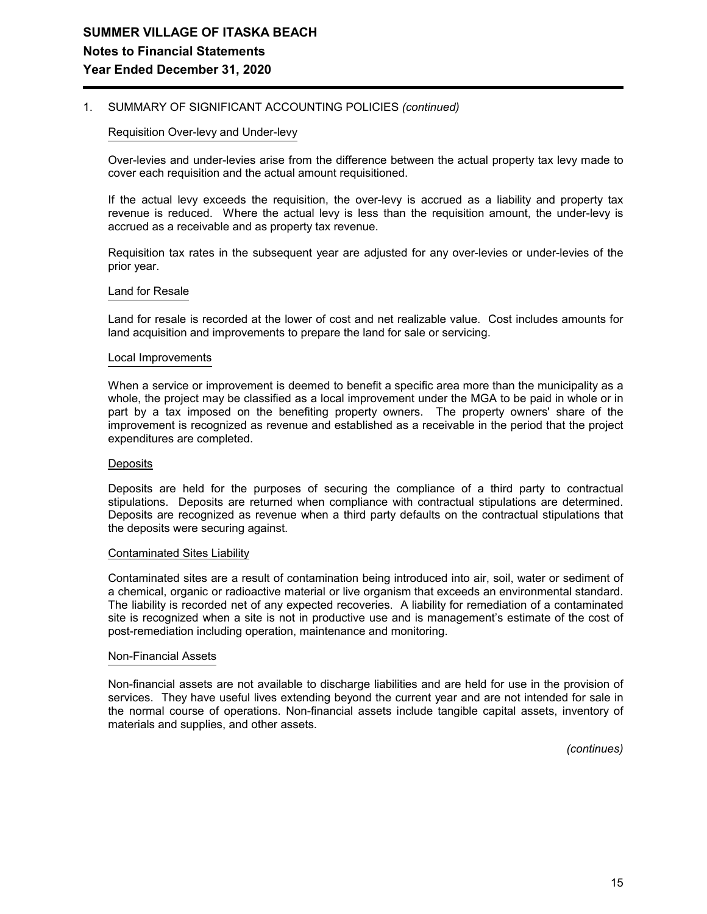## 1. SUMMARY OF SIGNIFICANT ACCOUNTING POLICIES *(continued)*

### Requisition Over-levy and Under-levy

Over-levies and under-levies arise from the difference between the actual property tax levy made to cover each requisition and the actual amount requisitioned.

If the actual levy exceeds the requisition, the over-levy is accrued as a liability and property tax revenue is reduced. Where the actual levy is less than the requisition amount, the under-levy is accrued as a receivable and as property tax revenue.

Requisition tax rates in the subsequent year are adjusted for any over-levies or under-levies of the prior year.

### Land for Resale

Land for resale is recorded at the lower of cost and net realizable value. Cost includes amounts for land acquisition and improvements to prepare the land for sale or servicing.

### Local Improvements

When a service or improvement is deemed to benefit a specific area more than the municipality as a whole, the project may be classified as a local improvement under the MGA to be paid in whole or in part by a tax imposed on the benefiting property owners. The property owners' share of the improvement is recognized as revenue and established as a receivable in the period that the project expenditures are completed.

### Deposits

Deposits are held for the purposes of securing the compliance of a third party to contractual stipulations. Deposits are returned when compliance with contractual stipulations are determined. Deposits are recognized as revenue when a third party defaults on the contractual stipulations that the deposits were securing against.

### Contaminated Sites Liability

Contaminated sites are a result of contamination being introduced into air, soil, water or sediment of a chemical, organic or radioactive material or live organism that exceeds an environmental standard. The liability is recorded net of any expected recoveries. A liability for remediation of a contaminated site is recognized when a site is not in productive use and is management's estimate of the cost of post-remediation including operation, maintenance and monitoring.

### Non-Financial Assets

Non-financial assets are not available to discharge liabilities and are held for use in the provision of services. They have useful lives extending beyond the current year and are not intended for sale in the normal course of operations. Non-financial assets include tangible capital assets, inventory of materials and supplies, and other assets.

*(continues)*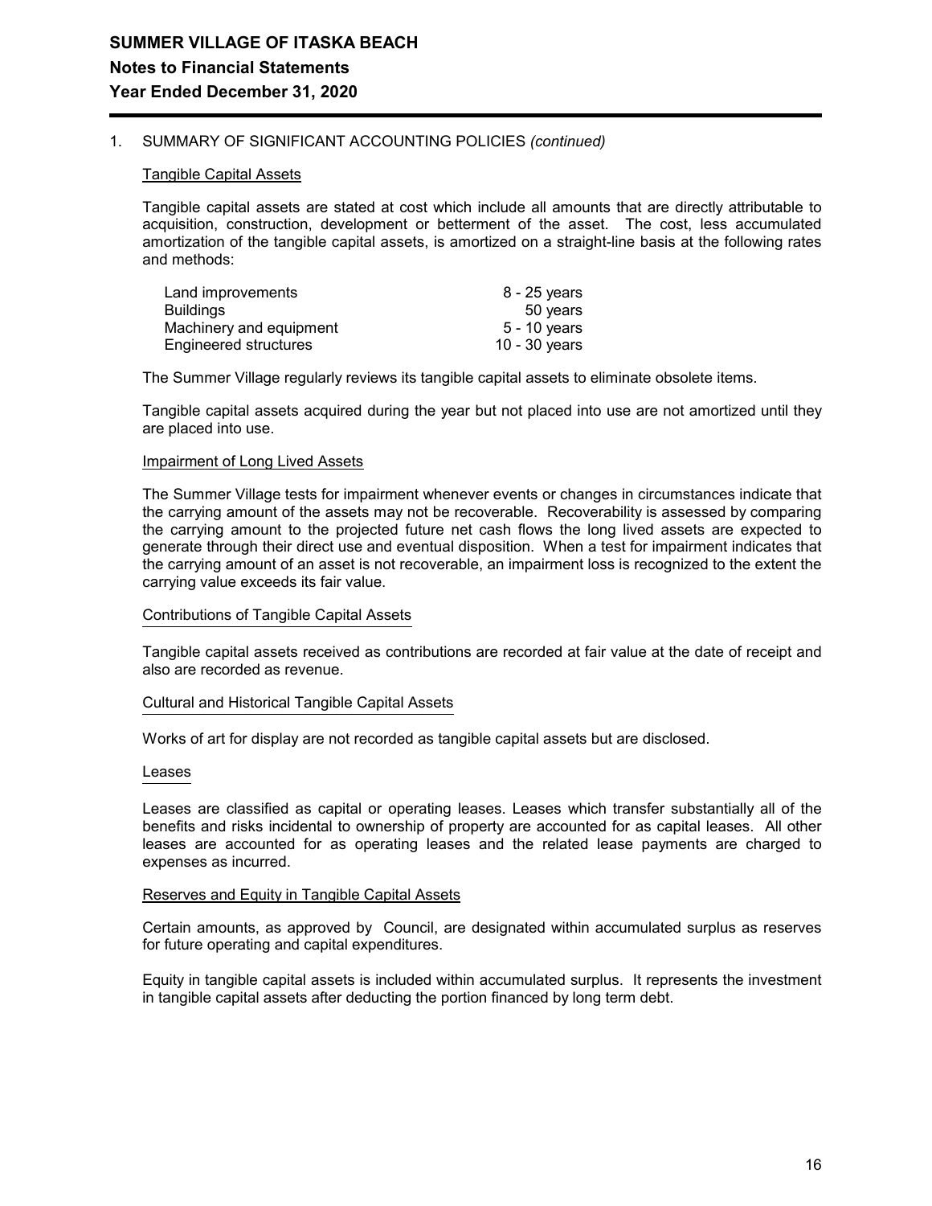# SUMMER VILLAGE OF ITASKA BEACH

## Notes to Financial Statements

## Year Ended December 31, 2020

1. SUMMARY OF SIGNIFICANT ACCOUNTING POLICIES *(continued)*

### Tangible Capital Assets

Tangible capital assets are stated at cost which include all amounts that are directly attributable to acquisition, construction, development or betterment of the asset. The cost, less accumulated amortization of the tangible capital assets, is amortized on a straight-line basis at the following rates and methods:

| | |
|---|---|
| Land improvements | 8 - 25 years |
| Buildings | 50 years |
| Machinery and equipment | 5 - 10 years |
| Engineered structures | 10 - 30 years |

The Summer Village regularly reviews its tangible capital assets to eliminate obsolete items.

Tangible capital assets acquired during the year but not placed into use are not amortized until they are placed into use.

### Impairment of Long Lived Assets

The Summer Village tests for impairment whenever events or changes in circumstances indicate that the carrying amount of the assets may not be recoverable. Recoverability is assessed by comparing the carrying amount to the projected future net cash flows the long lived assets are expected to generate through their direct use and eventual disposition. When a test for impairment indicates that the carrying amount of an asset is not recoverable, an impairment loss is recognized to the extent the carrying value exceeds its fair value.

### Contributions of Tangible Capital Assets

Tangible capital assets received as contributions are recorded at fair value at the date of receipt and also are recorded as revenue.

### Cultural and Historical Tangible Capital Assets

Works of art for display are not recorded as tangible capital assets but are disclosed.

### Leases

Leases are classified as capital or operating leases. Leases which transfer substantially all of the benefits and risks incidental to ownership of property are accounted for as capital leases. All other leases are accounted for as operating leases and the related lease payments are charged to expenses as incurred.

### Reserves and Equity in Tangible Capital Assets

Certain amounts, as approved by Council, are designated within accumulated surplus as reserves for future operating and capital expenditures.

Equity in tangible capital assets is included within accumulated surplus. It represents the investment in tangible capital assets after deducting the portion financed by long term debt.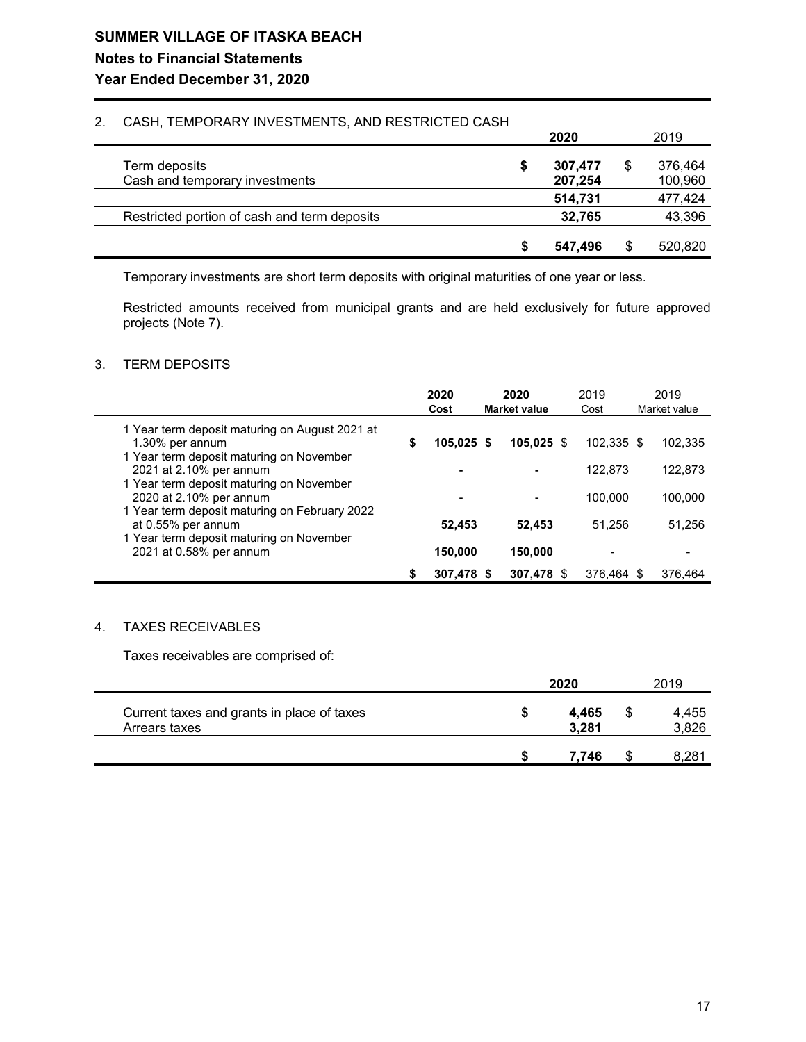## SUMMER VILLAGE OF ITASKA BEACH

### Notes to Financial Statements

### Year Ended December 31, 2020

2. CASH, TEMPORARY INVESTMENTS, AND RESTRICTED CASH

| | 2020 | 2019 |
|---|---|---|
| Term deposits | $ 307,477 | $ 376,464 |
| Cash and temporary investments | 207,254 | 100,960 |
| | 514,731 | 477,424 |
| Restricted portion of cash and term deposits | 32,765 | 43,396 |
| | $ 547,496 | $ 520,820 |

Temporary investments are short term deposits with original maturities of one year or less.

Restricted amounts received from municipal grants and are held exclusively for future approved projects (Note 7).

3. TERM DEPOSITS

| | 2020 Cost | 2020 Market value | 2019 Cost | 2019 Market value |
|---|---|---|---|---|
| 1 Year term deposit maturing on August 2021 at 1.30% per annum | $ 105,025 | $ 105,025 | $ 102,335 | $ 102,335 |
| 1 Year term deposit maturing on November 2021 at 2.10% per annum | - | - | 122,873 | 122,873 |
| 1 Year term deposit maturing on November 2020 at 2.10% per annum | - | - | 100,000 | 100,000 |
| 1 Year term deposit maturing on February 2022 at 0.55% per annum | 52,453 | 52,453 | 51,256 | 51,256 |
| 1 Year term deposit maturing on November 2021 at 0.58% per annum | 150,000 | 150,000 | - | - |
| | $ 307,478 | $ 307,478 | $ 376,464 | $ 376,464 |

4. TAXES RECEIVABLES

Taxes receivables are comprised of:

| | 2020 | 2019 |
|---|---|---|
| Current taxes and grants in place of taxes | $ 4,465 | $ 4,455 |
| Arrears taxes | 3,281 | 3,826 |
| | $ 7,746 | $ 8,281 |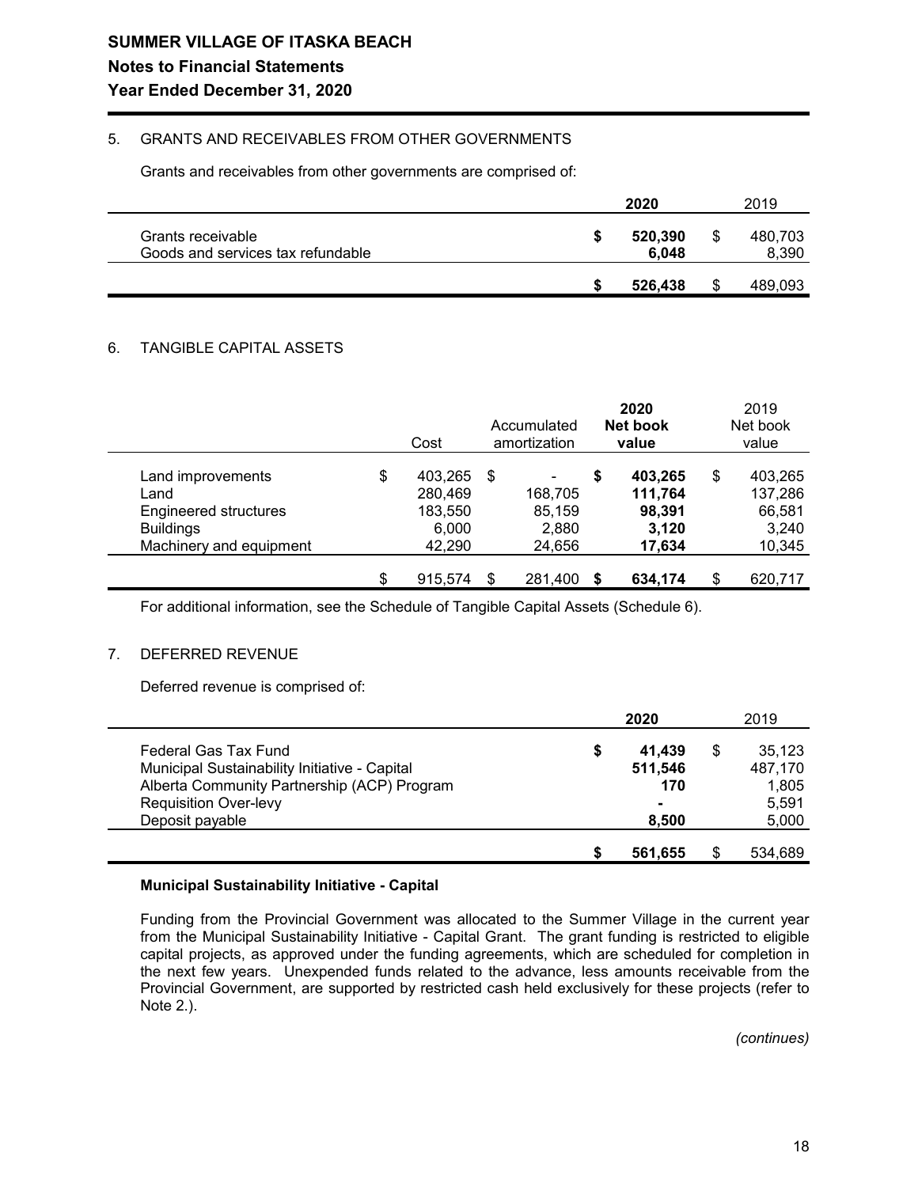# SUMMER VILLAGE OF ITASKA BEACH
## Notes to Financial Statements
### Year Ended December 31, 2020

5. GRANTS AND RECEIVABLES FROM OTHER GOVERNMENTS

Grants and receivables from other governments are comprised of:

| | 2020 | 2019 |
|---|---|---|
| Grants receivable | $ **520,390** | $ 480,703 |
| Goods and services tax refundable | **6,048** | 8,390 |
| | $ **526,438** | $ 489,093 |

6. TANGIBLE CAPITAL ASSETS

| | Cost | Accumulated amortization | 2020 Net book value | 2019 Net book value |
|---|---|---|---|---|
| Land improvements | $ 403,265 | $ - | $ **403,265** | $ 403,265 |
| Land | 280,469 | 168,705 | **111,764** | 137,286 |
| Engineered structures | 183,550 | 85,159 | **98,391** | 66,581 |
| Buildings | 6,000 | 2,880 | **3,120** | 3,240 |
| Machinery and equipment | 42,290 | 24,656 | **17,634** | 10,345 |
| | $ 915,574 | $ 281,400 | $ **634,174** | $ 620,717 |

For additional information, see the Schedule of Tangible Capital Assets (Schedule 6).

7. DEFERRED REVENUE

Deferred revenue is comprised of:

| | 2020 | 2019 |
|---|---|---|
| Federal Gas Tax Fund | $ **41,439** | $ 35,123 |
| Municipal Sustainability Initiative - Capital | **511,546** | 487,170 |
| Alberta Community Partnership (ACP) Program | **170** | 1,805 |
| Requisition Over-levy | **-** | 5,591 |
| Deposit payable | **8,500** | 5,000 |
| | $ **561,655** | $ 534,689 |

**Municipal Sustainability Initiative - Capital**

Funding from the Provincial Government was allocated to the Summer Village in the current year from the Municipal Sustainability Initiative - Capital Grant. The grant funding is restricted to eligible capital projects, as approved under the funding agreements, which are scheduled for completion in the next few years. Unexpended funds related to the advance, less amounts receivable from the Provincial Government, are supported by restricted cash held exclusively for these projects (refer to Note 2.).

*(continues)*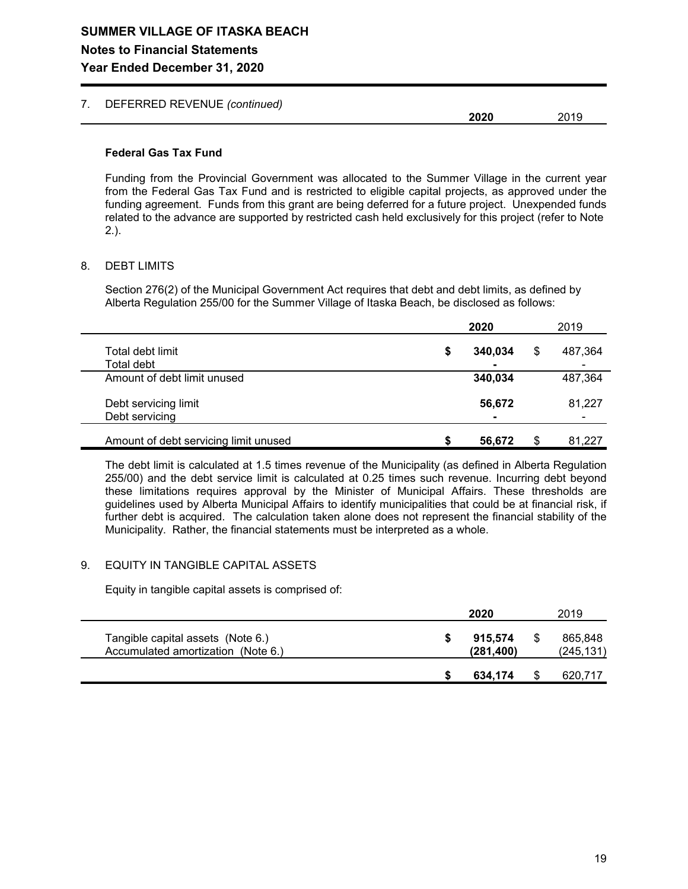# SUMMER VILLAGE OF ITASKA BEACH

## Notes to Financial Statements

## Year Ended December 31, 2020

7. DEFERRED REVENUE *(continued)*

| | **2020** | 2019 |
|---|---|---|

**Federal Gas Tax Fund**

Funding from the Provincial Government was allocated to the Summer Village in the current year from the Federal Gas Tax Fund and is restricted to eligible capital projects, as approved under the funding agreement. Funds from this grant are being deferred for a future project. Unexpended funds related to the advance are supported by restricted cash held exclusively for this project (refer to Note 2.).

8. DEBT LIMITS

Section 276(2) of the Municipal Government Act requires that debt and debt limits, as defined by Alberta Regulation 255/00 for the Summer Village of Itaska Beach, be disclosed as follows:

| | **2020** | 2019 |
|---|---|---|
| Total debt limit | **$ 340,034** | $ 487,364 |
| Total debt | **-** | - |
| Amount of debt limit unused | **340,034** | 487,364 |
| Debt servicing limit | **56,672** | 81,227 |
| Debt servicing | **-** | - |
| Amount of debt servicing limit unused | **$ 56,672** | $ 81,227 |

The debt limit is calculated at 1.5 times revenue of the Municipality (as defined in Alberta Regulation 255/00) and the debt service limit is calculated at 0.25 times such revenue. Incurring debt beyond these limitations requires approval by the Minister of Municipal Affairs. These thresholds are guidelines used by Alberta Municipal Affairs to identify municipalities that could be at financial risk, if further debt is acquired. The calculation taken alone does not represent the financial stability of the Municipality. Rather, the financial statements must be interpreted as a whole.

9. EQUITY IN TANGIBLE CAPITAL ASSETS

Equity in tangible capital assets is comprised of:

| | **2020** | 2019 |
|---|---|---|
| Tangible capital assets (Note 6.) | **$ 915,574** | $ 865,848 |
| Accumulated amortization (Note 6.) | **(281,400)** | (245,131) |
| | **$ 634,174** | $ 620,717 |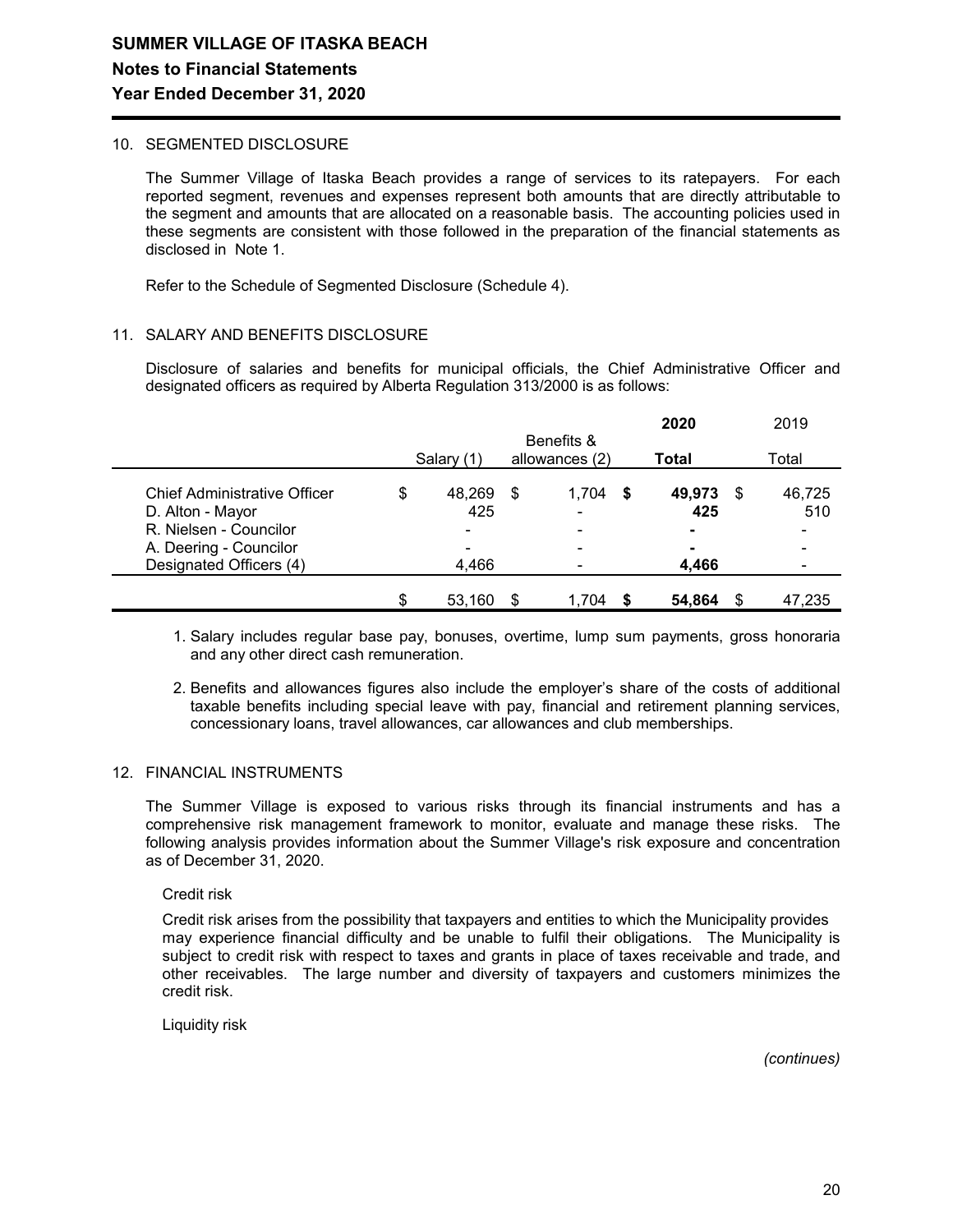## SUMMER VILLAGE OF ITASKA BEACH
### Notes to Financial Statements
### Year Ended December 31, 2020

10. SEGMENTED DISCLOSURE

The Summer Village of Itaska Beach provides a range of services to its ratepayers. For each reported segment, revenues and expenses represent both amounts that are directly attributable to the segment and amounts that are allocated on a reasonable basis. The accounting policies used in these segments are consistent with those followed in the preparation of the financial statements as disclosed in Note 1.

Refer to the Schedule of Segmented Disclosure (Schedule 4).

11. SALARY AND BENEFITS DISCLOSURE

Disclosure of salaries and benefits for municipal officials, the Chief Administrative Officer and designated officers as required by Alberta Regulation 313/2000 is as follows:

| | Salary (1) | Benefits & allowances (2) | **2020 Total** | 2019 Total |
|---|---|---|---|---|
| Chief Administrative Officer | $ 48,269 | $ 1,704 | **$ 49,973** | $ 46,725 |
| D. Alton - Mayor | 425 | - | **425** | 510 |
| R. Nielsen - Councilor | - | - | **-** | - |
| A. Deering - Councilor | - | - | **-** | - |
| Designated Officers (4) | 4,466 | - | **4,466** | - |
| | $ 53,160 | $ 1,704 | **$ 54,864** | $ 47,235 |

1. Salary includes regular base pay, bonuses, overtime, lump sum payments, gross honoraria and any other direct cash remuneration.

2. Benefits and allowances figures also include the employer's share of the costs of additional taxable benefits including special leave with pay, financial and retirement planning services, concessionary loans, travel allowances, car allowances and club memberships.

12. FINANCIAL INSTRUMENTS

The Summer Village is exposed to various risks through its financial instruments and has a comprehensive risk management framework to monitor, evaluate and manage these risks. The following analysis provides information about the Summer Village's risk exposure and concentration as of December 31, 2020.

Credit risk

Credit risk arises from the possibility that taxpayers and entities to which the Municipality provides may experience financial difficulty and be unable to fulfil their obligations. The Municipality is subject to credit risk with respect to taxes and grants in place of taxes receivable and trade, and other receivables. The large number and diversity of taxpayers and customers minimizes the credit risk.

Liquidity risk

*(continues)*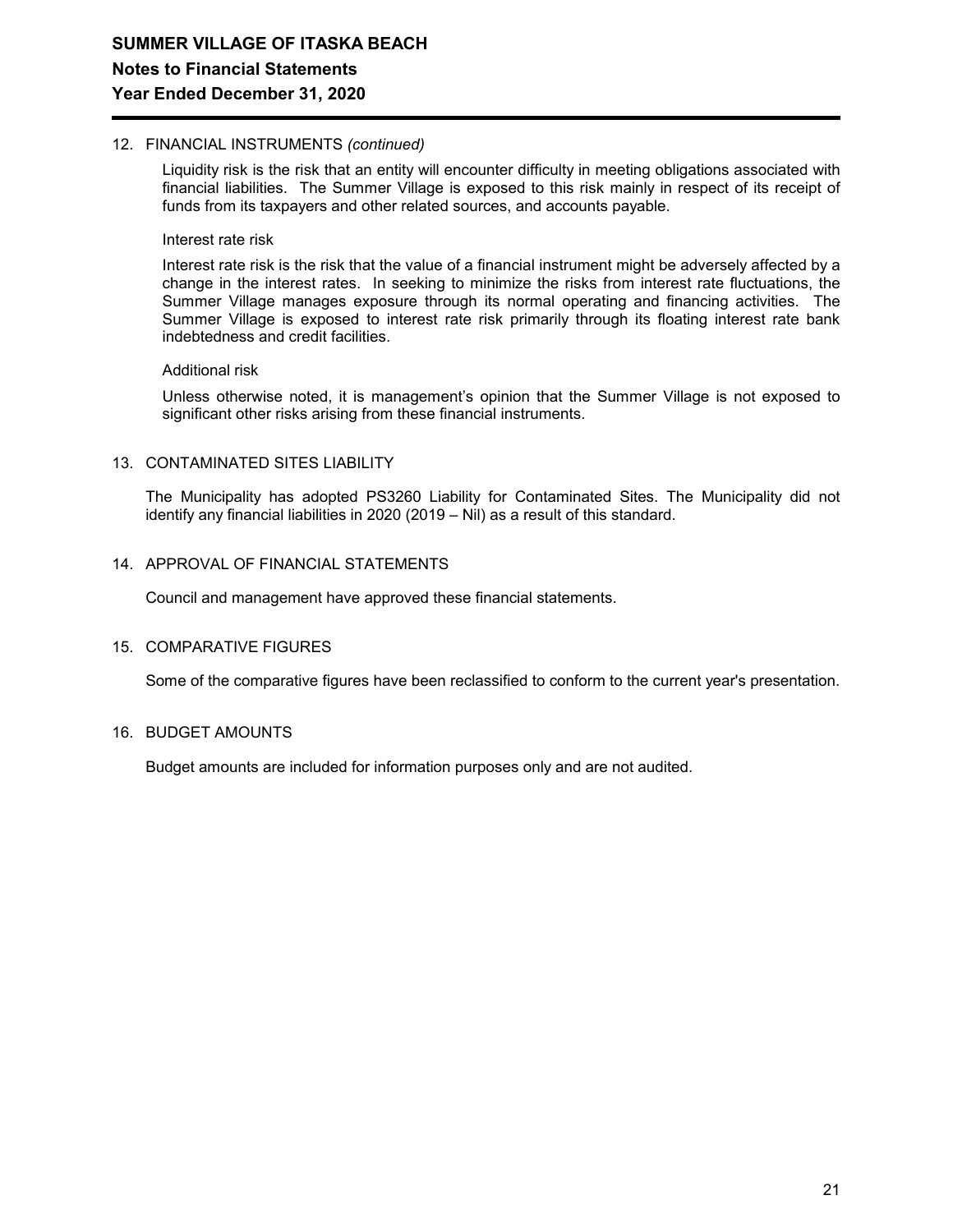12. FINANCIAL INSTRUMENTS *(continued)*

Liquidity risk is the risk that an entity will encounter difficulty in meeting obligations associated with financial liabilities. The Summer Village is exposed to this risk mainly in respect of its receipt of funds from its taxpayers and other related sources, and accounts payable.

Interest rate risk

Interest rate risk is the risk that the value of a financial instrument might be adversely affected by a change in the interest rates. In seeking to minimize the risks from interest rate fluctuations, the Summer Village manages exposure through its normal operating and financing activities. The Summer Village is exposed to interest rate risk primarily through its floating interest rate bank indebtedness and credit facilities.

Additional risk

Unless otherwise noted, it is management's opinion that the Summer Village is not exposed to significant other risks arising from these financial instruments.

13. CONTAMINATED SITES LIABILITY

The Municipality has adopted PS3260 Liability for Contaminated Sites. The Municipality did not identify any financial liabilities in 2020 (2019 – Nil) as a result of this standard.

14. APPROVAL OF FINANCIAL STATEMENTS

Council and management have approved these financial statements.

15. COMPARATIVE FIGURES

Some of the comparative figures have been reclassified to conform to the current year's presentation.

16. BUDGET AMOUNTS

Budget amounts are included for information purposes only and are not audited.